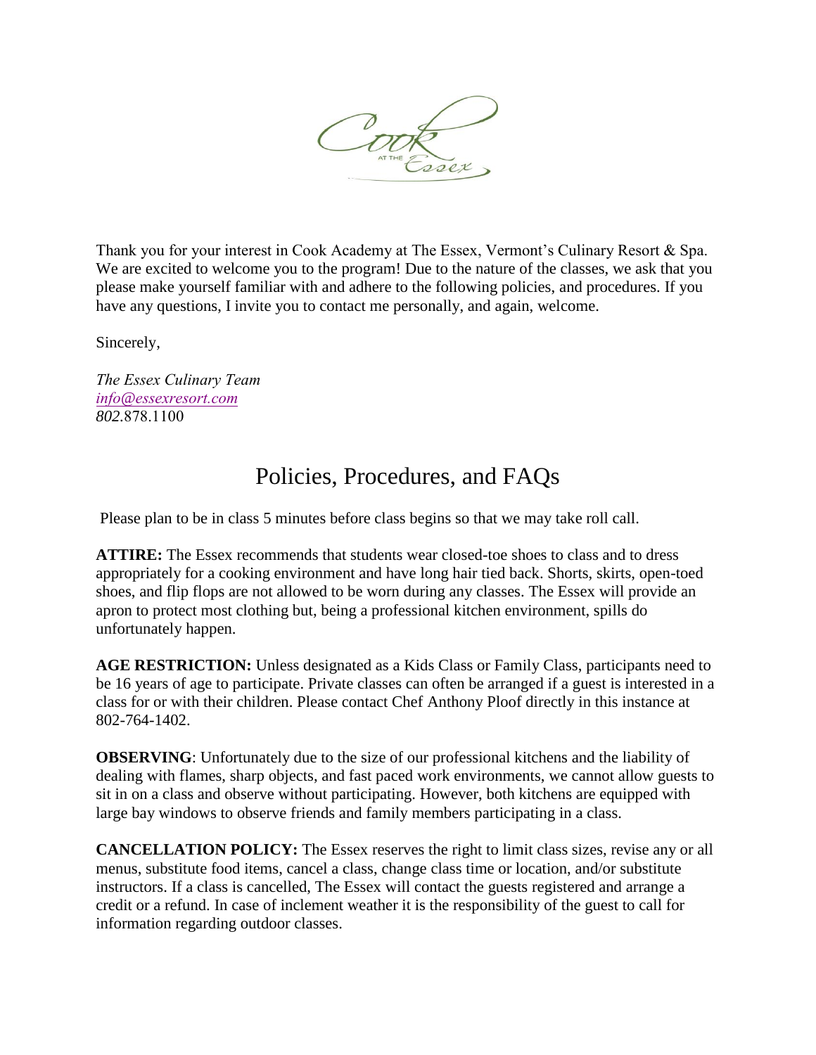Thank you for your interest in Cook Academy at The Essex, Vermont's Culinary Resort & Spa. We are excited to welcome you to the program! Due to the nature of the classes, we ask that you please make yourself familiar with and adhere to the following policies, and procedures. If you have any questions, I invite you to contact me personally, and again, welcome.

Sincerely,

*The Essex Culinary Team*
*info@essexresort.com*
*802*.878.1100

# Policies, Procedures, and FAQs

Please plan to be in class 5 minutes before class begins so that we may take roll call.

**ATTIRE:** The Essex recommends that students wear closed-toe shoes to class and to dress appropriately for a cooking environment and have long hair tied back. Shorts, skirts, open-toed shoes, and flip flops are not allowed to be worn during any classes. The Essex will provide an apron to protect most clothing but, being a professional kitchen environment, spills do unfortunately happen.

**AGE RESTRICTION:** Unless designated as a Kids Class or Family Class, participants need to be 16 years of age to participate. Private classes can often be arranged if a guest is interested in a class for or with their children. Please contact Chef Anthony Ploof directly in this instance at 802-764-1402.

**OBSERVING**: Unfortunately due to the size of our professional kitchens and the liability of dealing with flames, sharp objects, and fast paced work environments, we cannot allow guests to sit in on a class and observe without participating. However, both kitchens are equipped with large bay windows to observe friends and family members participating in a class.

**CANCELLATION POLICY:** The Essex reserves the right to limit class sizes, revise any or all menus, substitute food items, cancel a class, change class time or location, and/or substitute instructors. If a class is cancelled, The Essex will contact the guests registered and arrange a credit or a refund. In case of inclement weather it is the responsibility of the guest to call for information regarding outdoor classes.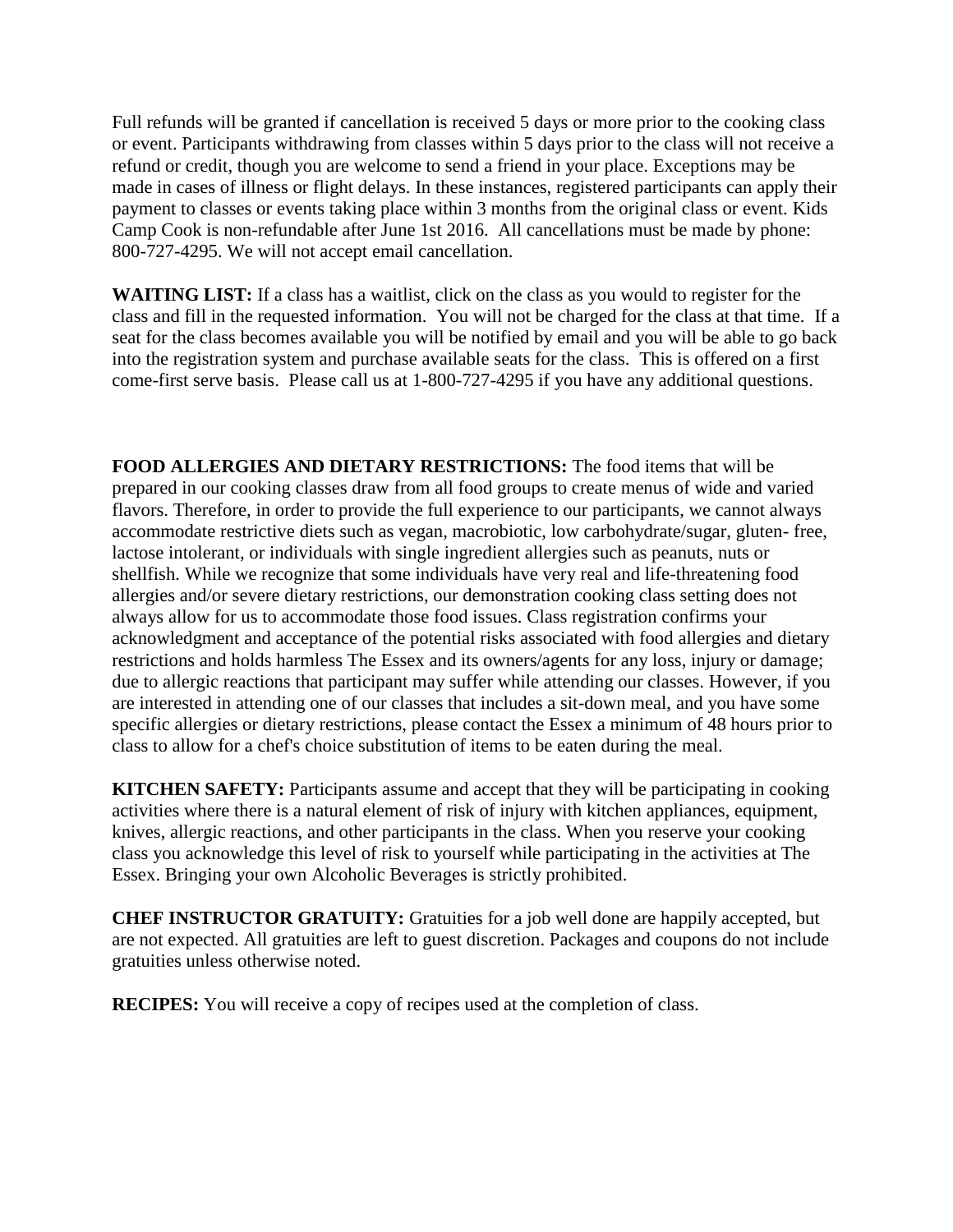Full refunds will be granted if cancellation is received 5 days or more prior to the cooking class or event. Participants withdrawing from classes within 5 days prior to the class will not receive a refund or credit, though you are welcome to send a friend in your place. Exceptions may be made in cases of illness or flight delays. In these instances, registered participants can apply their payment to classes or events taking place within 3 months from the original class or event. Kids Camp Cook is non-refundable after June 1st 2016. All cancellations must be made by phone: 800-727-4295. We will not accept email cancellation.

**WAITING LIST:** If a class has a waitlist, click on the class as you would to register for the class and fill in the requested information. You will not be charged for the class at that time. If a seat for the class becomes available you will be notified by email and you will be able to go back into the registration system and purchase available seats for the class. This is offered on a first come-first serve basis. Please call us at 1-800-727-4295 if you have any additional questions.

**FOOD ALLERGIES AND DIETARY RESTRICTIONS:** The food items that will be prepared in our cooking classes draw from all food groups to create menus of wide and varied flavors. Therefore, in order to provide the full experience to our participants, we cannot always accommodate restrictive diets such as vegan, macrobiotic, low carbohydrate/sugar, gluten- free, lactose intolerant, or individuals with single ingredient allergies such as peanuts, nuts or shellfish. While we recognize that some individuals have very real and life-threatening food allergies and/or severe dietary restrictions, our demonstration cooking class setting does not always allow for us to accommodate those food issues. Class registration confirms your acknowledgment and acceptance of the potential risks associated with food allergies and dietary restrictions and holds harmless The Essex and its owners/agents for any loss, injury or damage; due to allergic reactions that participant may suffer while attending our classes. However, if you are interested in attending one of our classes that includes a sit-down meal, and you have some specific allergies or dietary restrictions, please contact the Essex a minimum of 48 hours prior to class to allow for a chef's choice substitution of items to be eaten during the meal.

**KITCHEN SAFETY:** Participants assume and accept that they will be participating in cooking activities where there is a natural element of risk of injury with kitchen appliances, equipment, knives, allergic reactions, and other participants in the class. When you reserve your cooking class you acknowledge this level of risk to yourself while participating in the activities at The Essex. Bringing your own Alcoholic Beverages is strictly prohibited.

**CHEF INSTRUCTOR GRATUITY:** Gratuities for a job well done are happily accepted, but are not expected. All gratuities are left to guest discretion. Packages and coupons do not include gratuities unless otherwise noted.

**RECIPES:** You will receive a copy of recipes used at the completion of class.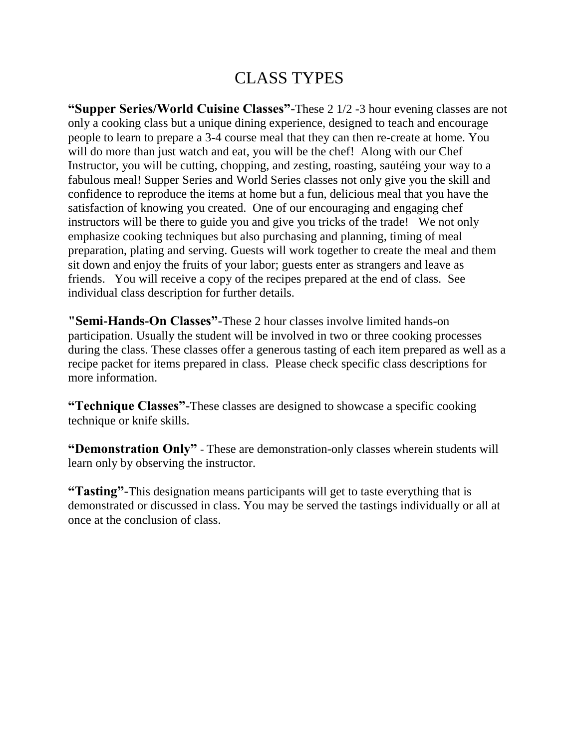# CLASS TYPES

**"Supper Series/World Cuisine Classes"**-These 2 1/2 -3 hour evening classes are not only a cooking class but a unique dining experience, designed to teach and encourage people to learn to prepare a 3-4 course meal that they can then re-create at home. You will do more than just watch and eat, you will be the chef! Along with our Chef Instructor, you will be cutting, chopping, and zesting, roasting, sautéing your way to a fabulous meal! Supper Series and World Series classes not only give you the skill and confidence to reproduce the items at home but a fun, delicious meal that you have the satisfaction of knowing you created. One of our encouraging and engaging chef instructors will be there to guide you and give you tricks of the trade! We not only emphasize cooking techniques but also purchasing and planning, timing of meal preparation, plating and serving. Guests will work together to create the meal and them sit down and enjoy the fruits of your labor; guests enter as strangers and leave as friends. You will receive a copy of the recipes prepared at the end of class. See individual class description for further details.

**"Semi-Hands-On Classes"**-These 2 hour classes involve limited hands-on participation. Usually the student will be involved in two or three cooking processes during the class. These classes offer a generous tasting of each item prepared as well as a recipe packet for items prepared in class. Please check specific class descriptions for more information.

**"Technique Classes"**-These classes are designed to showcase a specific cooking technique or knife skills.

**"Demonstration Only"** - These are demonstration-only classes wherein students will learn only by observing the instructor.

**"Tasting"**-This designation means participants will get to taste everything that is demonstrated or discussed in class. You may be served the tastings individually or all at once at the conclusion of class.